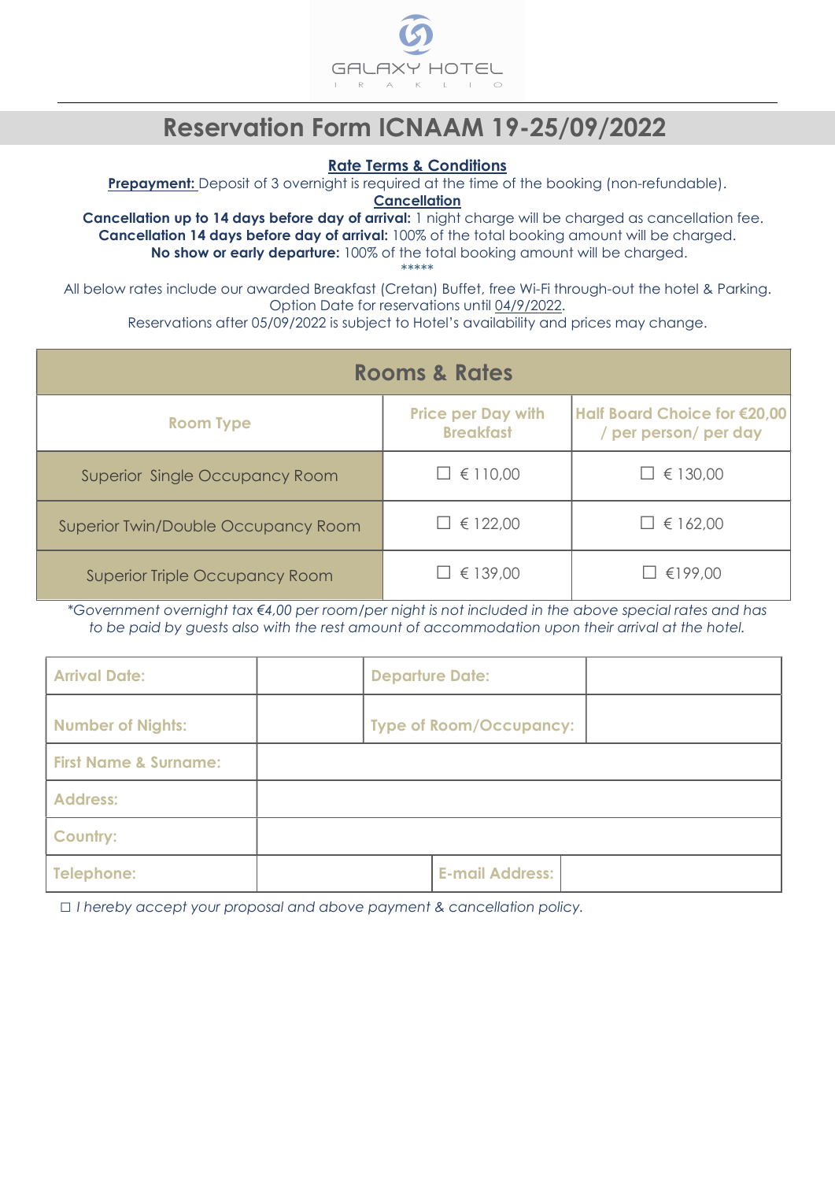GALAXY HOTEL

I R A K L I O

# Reservation Form ICNAAM 19-25/09/2022

**Rate Terms & Conditions**

**Prepayment:** Deposit of 3 overnight is required at the time of the booking (non-refundable).

**Cancellation**

**Cancellation up to 14 days before day of arrival:** 1 night charge will be charged as cancellation fee.
**Cancellation 14 days before day of arrival:** 100% of the total booking amount will be charged.
**No show or early departure:** 100% of the total booking amount will be charged.

*****

All below rates include our awarded Breakfast (Cretan) Buffet, free Wi-Fi through-out the hotel & Parking.
Option Date for reservations until 04/9/2022.
Reservations after 05/09/2022 is subject to Hotel's availability and prices may change.

| Rooms & Rates | | |
|---|---|---|
| **Room Type** | **Price per Day with Breakfast** | **Half Board Choice for €20,00 / per person/ per day** |
| Superior Single Occupancy Room | ☐ € 110,00 | ☐ € 130,00 |
| Superior Twin/Double Occupancy Room | ☐ € 122,00 | ☐ € 162,00 |
| Superior Triple Occupancy Room | ☐ € 139,00 | ☐ €199,00 |

*\*Government overnight tax €4,00 per room/per night is not included in the above special rates and has to be paid by guests also with the rest amount of accommodation upon their arrival at the hotel.*

| **Arrival Date:** | | **Departure Date:** | |
|---|---|---|---|
| **Number of Nights:** | | **Type of Room/Occupancy:** | |
| **First Name & Surname:** | | | |
| **Address:** | | | |
| **Country:** | | | |
| **Telephone:** | | **E-mail Address:** | |

☐ *I hereby accept your proposal and above payment & cancellation policy.*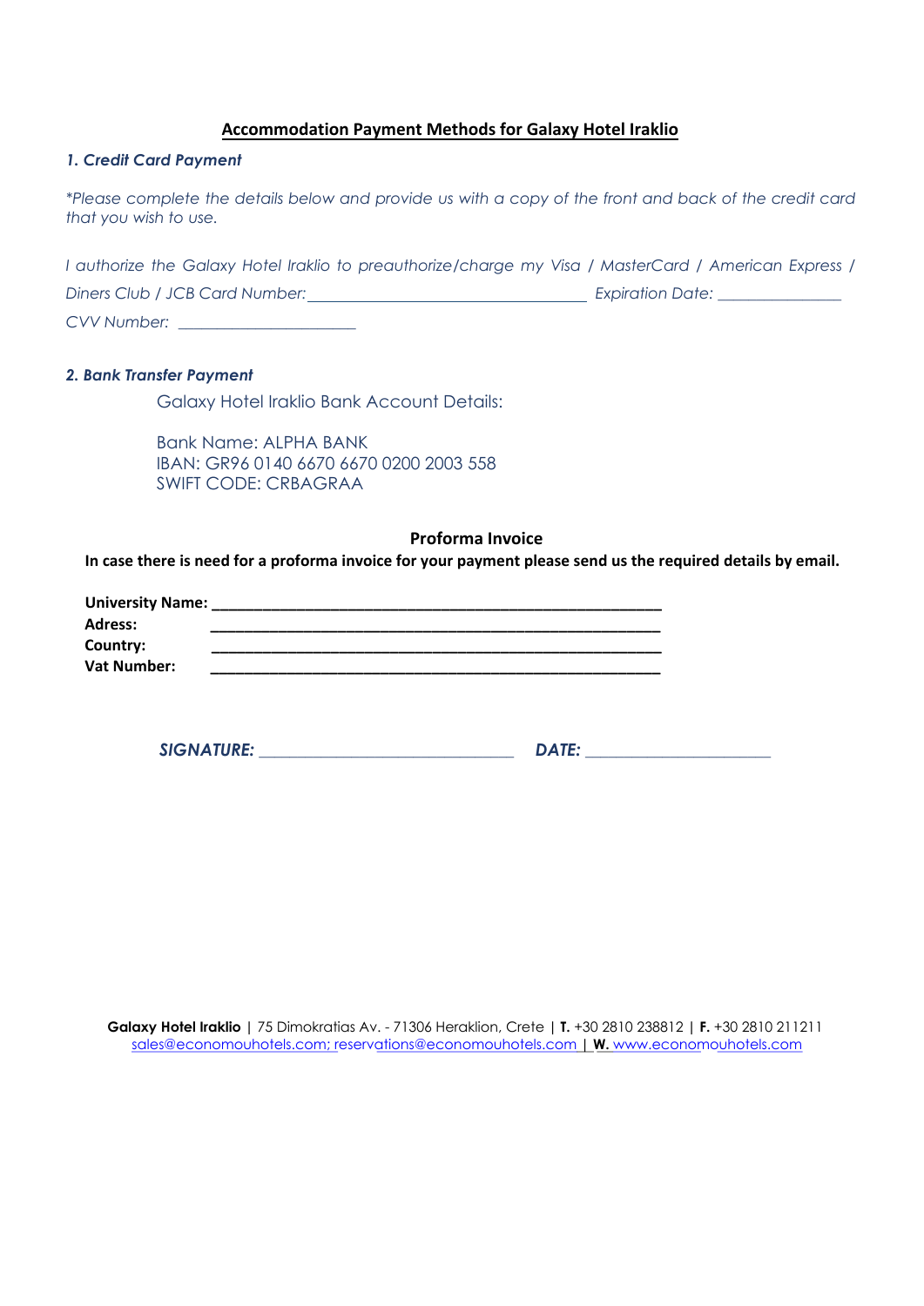## Accommodation Payment Methods for Galaxy Hotel Iraklio

### *1. Credit Card Payment*

*\*Please complete the details below and provide us with a copy of the front and back of the credit card that you wish to use.*

*I authorize the Galaxy Hotel Iraklio to preauthorize/charge my Visa / MasterCard / American Express / Diners Club / JCB Card Number:* _________________________________ *Expiration Date:* _______________

*CVV Number:* ______________________

### *2. Bank Transfer Payment*

Galaxy Hotel Iraklio Bank Account Details:

Bank Name: ALPHA BANK
IBAN: GR96 0140 6670 6670 0200 2003 558
SWIFT CODE: CRBAGRAA

### Proforma Invoice

**In case there is need for a proforma invoice for your payment please send us the required details by email.**

**University Name:** ________________________________________________________

**Adress:** ________________________________________________________

**Country:** ________________________________________________________

**Vat Number:** ________________________________________________________

***SIGNATURE:*** _______________________________ ***DATE:*** ______________________

**Galaxy Hotel Iraklio** | 75 Dimokratias Av. - 71306 Heraklion, Crete | **T.** +30 2810 238812 | **F.** +30 2810 211211
sales@economouhotels.com; reservations@economouhotels.com | **W.** www.economouhotels.com